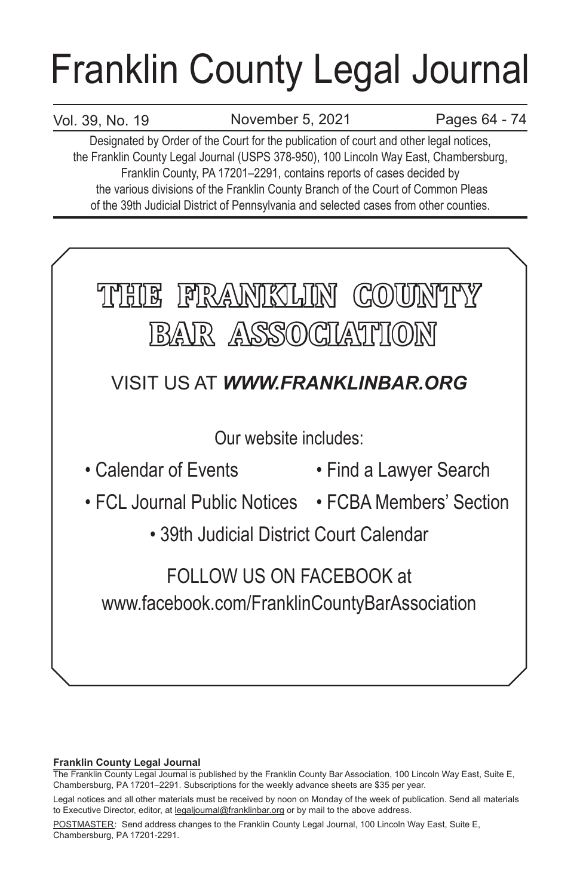# Franklin County Legal Journal

Vol. 39, No. 19 | November 5, 2021 | Pages 64 - 74

Designated by Order of the Court for the publication of court and other legal notices, the Franklin County Legal Journal (USPS 378-950), 100 Lincoln Way East, Chambersburg, Franklin County, PA 17201–2291, contains reports of cases decided by the various divisions of the Franklin County Branch of the Court of Common Pleas of the 39th Judicial District of Pennsylvania and selected cases from other counties.

## THE FRANKLIN COUNTY BAR ASSOCIATION

VISIT US AT ***WWW.FRANKLINBAR.ORG***

Our website includes:

- Calendar of Events
- Find a Lawyer Search
- FCL Journal Public Notices
- FCBA Members' Section
- 39th Judicial District Court Calendar

FOLLOW US ON FACEBOOK at www.facebook.com/FranklinCountyBarAssociation

**Franklin County Legal Journal**

The Franklin County Legal Journal is published by the Franklin County Bar Association, 100 Lincoln Way East, Suite E, Chambersburg, PA 17201–2291. Subscriptions for the weekly advance sheets are $35 per year.

Legal notices and all other materials must be received by noon on Monday of the week of publication. Send all materials to Executive Director, editor, at legaljournal@franklinbar.org or by mail to the above address.

POSTMASTER: Send address changes to the Franklin County Legal Journal, 100 Lincoln Way East, Suite E, Chambersburg, PA 17201-2291.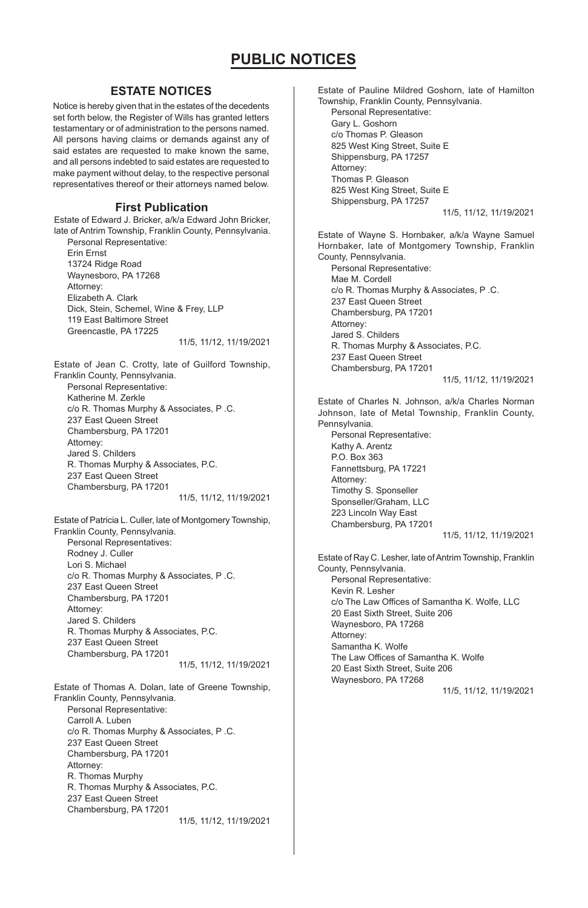# PUBLIC NOTICES

## ESTATE NOTICES

Notice is hereby given that in the estates of the decedents set forth below, the Register of Wills has granted letters testamentary or of administration to the persons named. All persons having claims or demands against any of said estates are requested to make known the same, and all persons indebted to said estates are requested to make payment without delay, to the respective personal representatives thereof or their attorneys named below.

### First Publication

Estate of Edward J. Bricker, a/k/a Edward John Bricker, late of Antrim Township, Franklin County, Pennsylvania.
Personal Representative:
Erin Ernst
13724 Ridge Road
Waynesboro, PA 17268
Attorney:
Elizabeth A. Clark
Dick, Stein, Schemel, Wine & Frey, LLP
119 East Baltimore Street
Greencastle, PA 17225
11/5, 11/12, 11/19/2021

Estate of Jean C. Crotty, late of Guilford Township, Franklin County, Pennsylvania.
Personal Representative:
Katherine M. Zerkle
c/o R. Thomas Murphy & Associates, P .C.
237 East Queen Street
Chambersburg, PA 17201
Attorney:
Jared S. Childers
R. Thomas Murphy & Associates, P.C.
237 East Queen Street
Chambersburg, PA 17201
11/5, 11/12, 11/19/2021

Estate of Patricia L. Culler, late of Montgomery Township, Franklin County, Pennsylvania.
Personal Representatives:
Rodney J. Culler
Lori S. Michael
c/o R. Thomas Murphy & Associates, P .C.
237 East Queen Street
Chambersburg, PA 17201
Attorney:
Jared S. Childers
R. Thomas Murphy & Associates, P.C.
237 East Queen Street
Chambersburg, PA 17201
11/5, 11/12, 11/19/2021

Estate of Thomas A. Dolan, late of Greene Township, Franklin County, Pennsylvania.
Personal Representative:
Carroll A. Luben
c/o R. Thomas Murphy & Associates, P .C.
237 East Queen Street
Chambersburg, PA 17201
Attorney:
R. Thomas Murphy
R. Thomas Murphy & Associates, P.C.
237 East Queen Street
Chambersburg, PA 17201
11/5, 11/12, 11/19/2021

Estate of Pauline Mildred Goshorn, late of Hamilton Township, Franklin County, Pennsylvania.
Personal Representative:
Gary L. Goshorn
c/o Thomas P. Gleason
825 West King Street, Suite E
Shippensburg, PA 17257
Attorney:
Thomas P. Gleason
825 West King Street, Suite E
Shippensburg, PA 17257
11/5, 11/12, 11/19/2021

Estate of Wayne S. Hornbaker, a/k/a Wayne Samuel Hornbaker, late of Montgomery Township, Franklin County, Pennsylvania.
Personal Representative:
Mae M. Cordell
c/o R. Thomas Murphy & Associates, P .C.
237 East Queen Street
Chambersburg, PA 17201
Attorney:
Jared S. Childers
R. Thomas Murphy & Associates, P.C.
237 East Queen Street
Chambersburg, PA 17201
11/5, 11/12, 11/19/2021

Estate of Charles N. Johnson, a/k/a Charles Norman Johnson, late of Metal Township, Franklin County, Pennsylvania.
Personal Representative:
Kathy A. Arentz
P.O. Box 363
Fannettsburg, PA 17221
Attorney:
Timothy S. Sponseller
Sponseller/Graham, LLC
223 Lincoln Way East
Chambersburg, PA 17201
11/5, 11/12, 11/19/2021

Estate of Ray C. Lesher, late of Antrim Township, Franklin County, Pennsylvania.
Personal Representative:
Kevin R. Lesher
c/o The Law Offices of Samantha K. Wolfe, LLC
20 East Sixth Street, Suite 206
Waynesboro, PA 17268
Attorney:
Samantha K. Wolfe
The Law Offices of Samantha K. Wolfe
20 East Sixth Street, Suite 206
Waynesboro, PA 17268
11/5, 11/12, 11/19/2021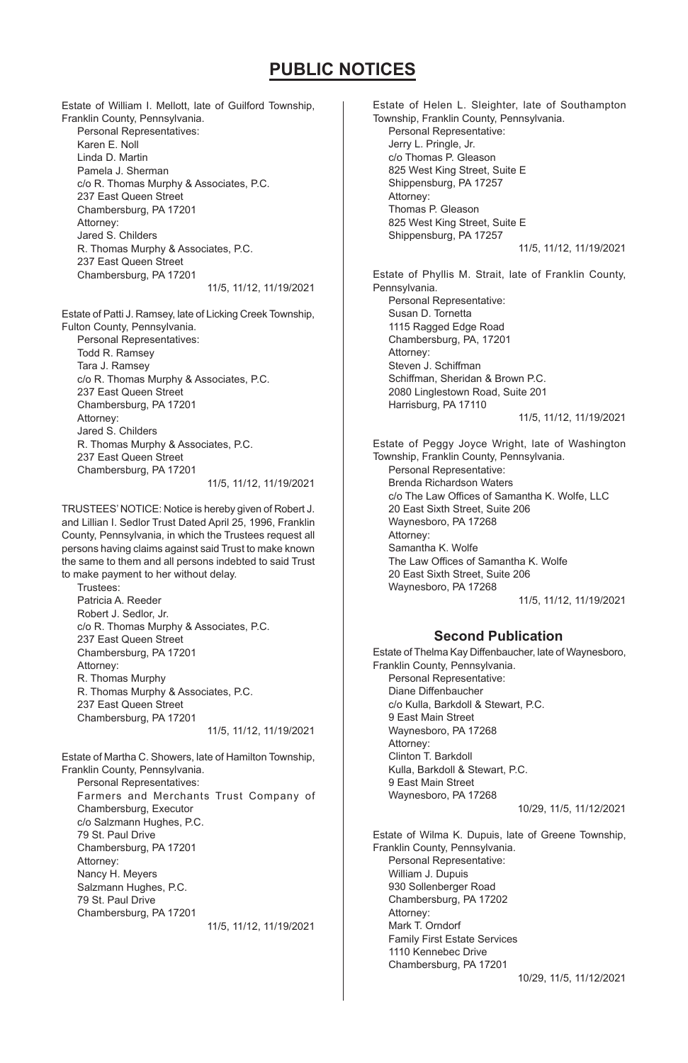# PUBLIC NOTICES

Estate of William I. Mellott, late of Guilford Township, Franklin County, Pennsylvania.

Personal Representatives:
Karen E. Noll
Linda D. Martin
Pamela J. Sherman
c/o R. Thomas Murphy & Associates, P.C.
237 East Queen Street
Chambersburg, PA 17201
Attorney:
Jared S. Childers
R. Thomas Murphy & Associates, P.C.
237 East Queen Street
Chambersburg, PA 17201

11/5, 11/12, 11/19/2021

Estate of Patti J. Ramsey, late of Licking Creek Township, Fulton County, Pennsylvania.

Personal Representatives:
Todd R. Ramsey
Tara J. Ramsey
c/o R. Thomas Murphy & Associates, P.C.
237 East Queen Street
Chambersburg, PA 17201
Attorney:
Jared S. Childers
R. Thomas Murphy & Associates, P.C.
237 East Queen Street
Chambersburg, PA 17201

11/5, 11/12, 11/19/2021

TRUSTEES' NOTICE: Notice is hereby given of Robert J. and Lillian I. Sedlor Trust Dated April 25, 1996, Franklin County, Pennsylvania, in which the Trustees request all persons having claims against said Trust to make known the same to them and all persons indebted to said Trust to make payment to her without delay.

Trustees:
Patricia A. Reeder
Robert J. Sedlor, Jr.
c/o R. Thomas Murphy & Associates, P.C.
237 East Queen Street
Chambersburg, PA 17201
Attorney:
R. Thomas Murphy
R. Thomas Murphy & Associates, P.C.
237 East Queen Street
Chambersburg, PA 17201

11/5, 11/12, 11/19/2021

Estate of Martha C. Showers, late of Hamilton Township, Franklin County, Pennsylvania.

Personal Representatives:
Farmers and Merchants Trust Company of Chambersburg, Executor
c/o Salzmann Hughes, P.C.
79 St. Paul Drive
Chambersburg, PA 17201
Attorney:
Nancy H. Meyers
Salzmann Hughes, P.C.
79 St. Paul Drive
Chambersburg, PA 17201

11/5, 11/12, 11/19/2021

Estate of Helen L. Sleighter, late of Southampton Township, Franklin County, Pennsylvania.

Personal Representative:
Jerry L. Pringle, Jr.
c/o Thomas P. Gleason
825 West King Street, Suite E
Shippensburg, PA 17257
Attorney:
Thomas P. Gleason
825 West King Street, Suite E
Shippensburg, PA 17257

11/5, 11/12, 11/19/2021

Estate of Phyllis M. Strait, late of Franklin County, Pennsylvania.

Personal Representative:
Susan D. Tornetta
1115 Ragged Edge Road
Chambersburg, PA, 17201
Attorney:
Steven J. Schiffman
Schiffman, Sheridan & Brown P.C.
2080 Linglestown Road, Suite 201
Harrisburg, PA 17110

11/5, 11/12, 11/19/2021

Estate of Peggy Joyce Wright, late of Washington Township, Franklin County, Pennsylvania.

Personal Representative:
Brenda Richardson Waters
c/o The Law Offices of Samantha K. Wolfe, LLC
20 East Sixth Street, Suite 206
Waynesboro, PA 17268
Attorney:
Samantha K. Wolfe
The Law Offices of Samantha K. Wolfe
20 East Sixth Street, Suite 206
Waynesboro, PA 17268

11/5, 11/12, 11/19/2021

## Second Publication

Estate of Thelma Kay Diffenbaucher, late of Waynesboro, Franklin County, Pennsylvania.

Personal Representative:
Diane Diffenbaucher
c/o Kulla, Barkdoll & Stewart, P.C.
9 East Main Street
Waynesboro, PA 17268
Attorney:
Clinton T. Barkdoll
Kulla, Barkdoll & Stewart, P.C.
9 East Main Street
Waynesboro, PA 17268

10/29, 11/5, 11/12/2021

Estate of Wilma K. Dupuis, late of Greene Township, Franklin County, Pennsylvania.

Personal Representative:
William J. Dupuis
930 Sollenberger Road
Chambersburg, PA 17202
Attorney:
Mark T. Orndorf
Family First Estate Services
1110 Kennebec Drive
Chambersburg, PA 17201

10/29, 11/5, 11/12/2021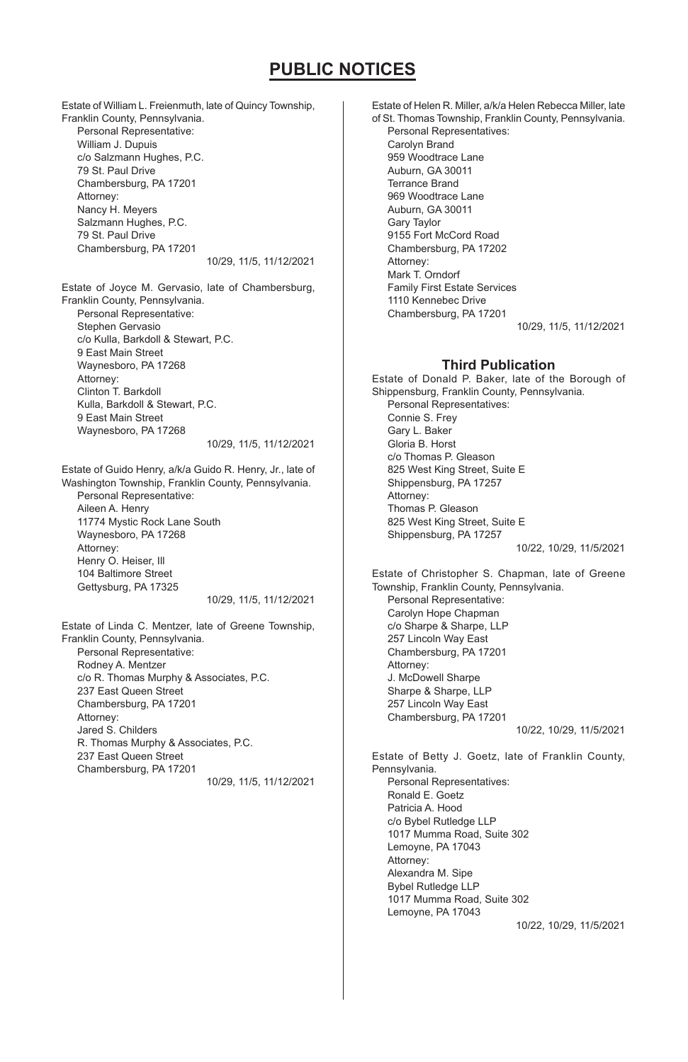# PUBLIC NOTICES

Estate of William L. Freienmuth, late of Quincy Township, Franklin County, Pennsylvania.

Personal Representative:
William J. Dupuis
c/o Salzmann Hughes, P.C.
79 St. Paul Drive
Chambersburg, PA 17201
Attorney:
Nancy H. Meyers
Salzmann Hughes, P.C.
79 St. Paul Drive
Chambersburg, PA 17201

10/29, 11/5, 11/12/2021

Estate of Joyce M. Gervasio, late of Chambersburg, Franklin County, Pennsylvania.

Personal Representative:
Stephen Gervasio
c/o Kulla, Barkdoll & Stewart, P.C.
9 East Main Street
Waynesboro, PA 17268
Attorney:
Clinton T. Barkdoll
Kulla, Barkdoll & Stewart, P.C.
9 East Main Street
Waynesboro, PA 17268

10/29, 11/5, 11/12/2021

Estate of Guido Henry, a/k/a Guido R. Henry, Jr., late of Washington Township, Franklin County, Pennsylvania.

Personal Representative:
Aileen A. Henry
11774 Mystic Rock Lane South
Waynesboro, PA 17268
Attorney:
Henry O. Heiser, III
104 Baltimore Street
Gettysburg, PA 17325

10/29, 11/5, 11/12/2021

Estate of Linda C. Mentzer, late of Greene Township, Franklin County, Pennsylvania.

Personal Representative:
Rodney A. Mentzer
c/o R. Thomas Murphy & Associates, P.C.
237 East Queen Street
Chambersburg, PA 17201
Attorney:
Jared S. Childers
R. Thomas Murphy & Associates, P.C.
237 East Queen Street
Chambersburg, PA 17201

10/29, 11/5, 11/12/2021

Estate of Helen R. Miller, a/k/a Helen Rebecca Miller, late of St. Thomas Township, Franklin County, Pennsylvania.

Personal Representatives:
Carolyn Brand
959 Woodtrace Lane
Auburn, GA 30011
Terrance Brand
969 Woodtrace Lane
Auburn, GA 30011
Gary Taylor
9155 Fort McCord Road
Chambersburg, PA 17202
Attorney:
Mark T. Orndorf
Family First Estate Services
1110 Kennebec Drive
Chambersburg, PA 17201

10/29, 11/5, 11/12/2021

### Third Publication

Estate of Donald P. Baker, late of the Borough of Shippensburg, Franklin County, Pennsylvania.

Personal Representatives:
Connie S. Frey
Gary L. Baker
Gloria B. Horst
c/o Thomas P. Gleason
825 West King Street, Suite E
Shippensburg, PA 17257
Attorney:
Thomas P. Gleason
825 West King Street, Suite E
Shippensburg, PA 17257

10/22, 10/29, 11/5/2021

Estate of Christopher S. Chapman, late of Greene Township, Franklin County, Pennsylvania.

Personal Representative:
Carolyn Hope Chapman
c/o Sharpe & Sharpe, LLP
257 Lincoln Way East
Chambersburg, PA 17201
Attorney:
J. McDowell Sharpe
Sharpe & Sharpe, LLP
257 Lincoln Way East
Chambersburg, PA 17201

10/22, 10/29, 11/5/2021

Estate of Betty J. Goetz, late of Franklin County, Pennsylvania.

Personal Representatives:
Ronald E. Goetz
Patricia A. Hood
c/o Bybel Rutledge LLP
1017 Mumma Road, Suite 302
Lemoyne, PA 17043
Attorney:
Alexandra M. Sipe
Bybel Rutledge LLP
1017 Mumma Road, Suite 302
Lemoyne, PA 17043

10/22, 10/29, 11/5/2021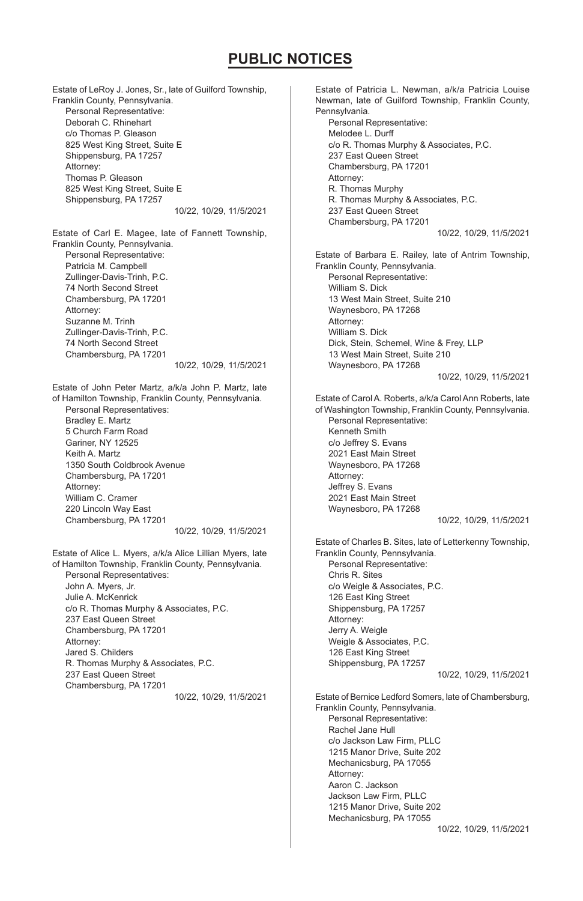# PUBLIC NOTICES

Estate of LeRoy J. Jones, Sr., late of Guilford Township, Franklin County, Pennsylvania.
Personal Representative:
Deborah C. Rhinehart
c/o Thomas P. Gleason
825 West King Street, Suite E
Shippensburg, PA 17257
Attorney:
Thomas P. Gleason
825 West King Street, Suite E
Shippensburg, PA 17257
10/22, 10/29, 11/5/2021

Estate of Carl E. Magee, late of Fannett Township, Franklin County, Pennsylvania.
Personal Representative:
Patricia M. Campbell
Zullinger-Davis-Trinh, P.C.
74 North Second Street
Chambersburg, PA 17201
Attorney:
Suzanne M. Trinh
Zullinger-Davis-Trinh, P.C.
74 North Second Street
Chambersburg, PA 17201
10/22, 10/29, 11/5/2021

Estate of John Peter Martz, a/k/a John P. Martz, late of Hamilton Township, Franklin County, Pennsylvania.
Personal Representatives:
Bradley E. Martz
5 Church Farm Road
Gariner, NY 12525
Keith A. Martz
1350 South Coldbrook Avenue
Chambersburg, PA 17201
Attorney:
William C. Cramer
220 Lincoln Way East
Chambersburg, PA 17201
10/22, 10/29, 11/5/2021

Estate of Alice L. Myers, a/k/a Alice Lillian Myers, late of Hamilton Township, Franklin County, Pennsylvania.
Personal Representatives:
John A. Myers, Jr.
Julie A. McKenrick
c/o R. Thomas Murphy & Associates, P.C.
237 East Queen Street
Chambersburg, PA 17201
Attorney:
Jared S. Childers
R. Thomas Murphy & Associates, P.C.
237 East Queen Street
Chambersburg, PA 17201
10/22, 10/29, 11/5/2021

Estate of Patricia L. Newman, a/k/a Patricia Louise Newman, late of Guilford Township, Franklin County, Pennsylvania.
Personal Representative:
Melodee L. Durff
c/o R. Thomas Murphy & Associates, P.C.
237 East Queen Street
Chambersburg, PA 17201
Attorney:
R. Thomas Murphy
R. Thomas Murphy & Associates, P.C.
237 East Queen Street
Chambersburg, PA 17201
10/22, 10/29, 11/5/2021

Estate of Barbara E. Railey, late of Antrim Township, Franklin County, Pennsylvania.
Personal Representative:
William S. Dick
13 West Main Street, Suite 210
Waynesboro, PA 17268
Attorney:
William S. Dick
Dick, Stein, Schemel, Wine & Frey, LLP
13 West Main Street, Suite 210
Waynesboro, PA 17268
10/22, 10/29, 11/5/2021

Estate of Carol A. Roberts, a/k/a Carol Ann Roberts, late of Washington Township, Franklin County, Pennsylvania.
Personal Representative:
Kenneth Smith
c/o Jeffrey S. Evans
2021 East Main Street
Waynesboro, PA 17268
Attorney:
Jeffrey S. Evans
2021 East Main Street
Waynesboro, PA 17268
10/22, 10/29, 11/5/2021

Estate of Charles B. Sites, late of Letterkenny Township, Franklin County, Pennsylvania.
Personal Representative:
Chris R. Sites
c/o Weigle & Associates, P.C.
126 East King Street
Shippensburg, PA 17257
Attorney:
Jerry A. Weigle
Weigle & Associates, P.C.
126 East King Street
Shippensburg, PA 17257
10/22, 10/29, 11/5/2021

Estate of Bernice Ledford Somers, late of Chambersburg, Franklin County, Pennsylvania.
Personal Representative:
Rachel Jane Hull
c/o Jackson Law Firm, PLLC
1215 Manor Drive, Suite 202
Mechanicsburg, PA 17055
Attorney:
Aaron C. Jackson
Jackson Law Firm, PLLC
1215 Manor Drive, Suite 202
Mechanicsburg, PA 17055
10/22, 10/29, 11/5/2021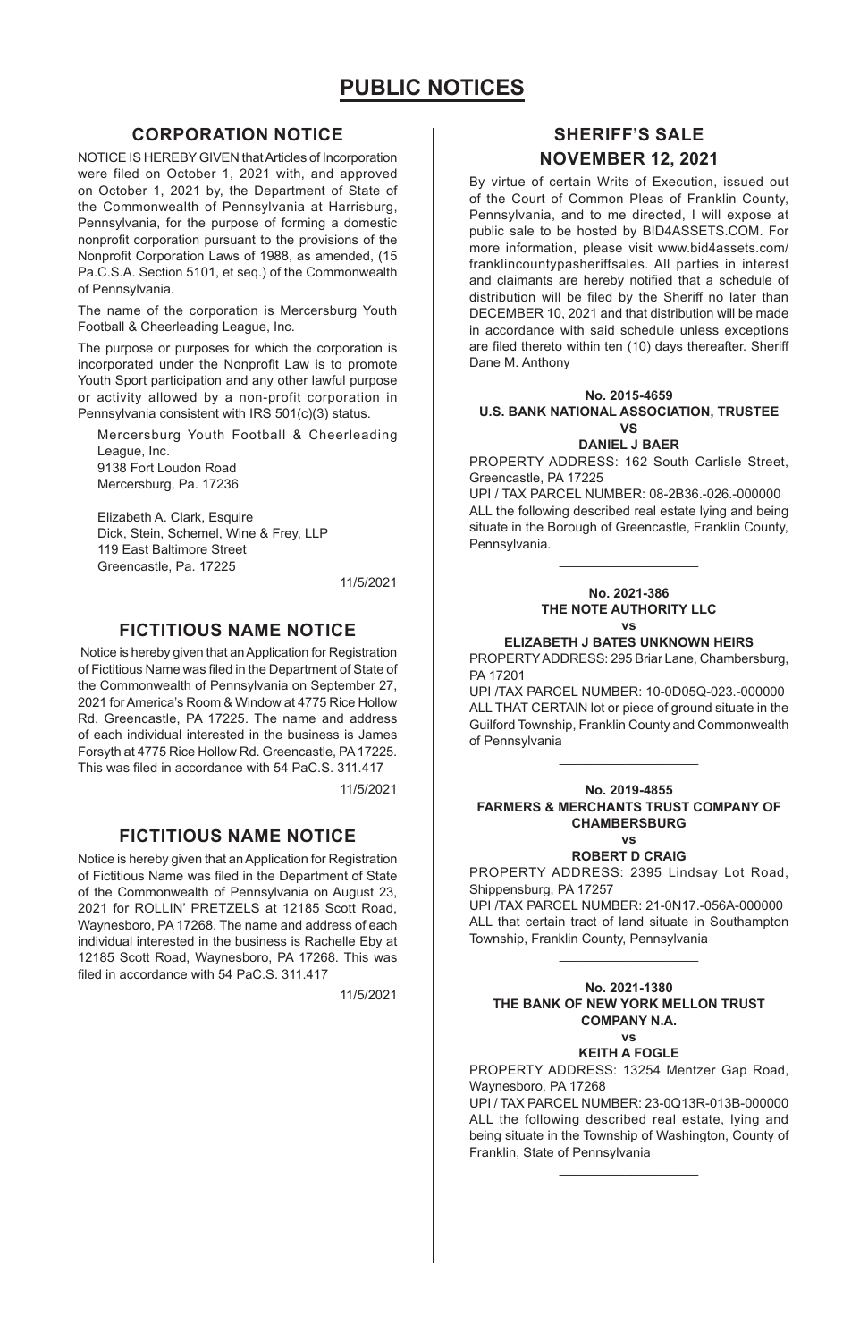# PUBLIC NOTICES

## CORPORATION NOTICE

NOTICE IS HEREBY GIVEN that Articles of Incorporation were filed on October 1, 2021 with, and approved on October 1, 2021 by, the Department of State of the Commonwealth of Pennsylvania at Harrisburg, Pennsylvania, for the purpose of forming a domestic nonprofit corporation pursuant to the provisions of the Nonprofit Corporation Laws of 1988, as amended, (15 Pa.C.S.A. Section 5101, et seq.) of the Commonwealth of Pennsylvania.

The name of the corporation is Mercersburg Youth Football & Cheerleading League, Inc.

The purpose or purposes for which the corporation is incorporated under the Nonprofit Law is to promote Youth Sport participation and any other lawful purpose or activity allowed by a non-profit corporation in Pennsylvania consistent with IRS 501(c)(3) status.

Mercersburg Youth Football & Cheerleading League, Inc.
9138 Fort Loudon Road
Mercersburg, Pa. 17236

Elizabeth A. Clark, Esquire
Dick, Stein, Schemel, Wine & Frey, LLP
119 East Baltimore Street
Greencastle, Pa. 17225

11/5/2021

## FICTITIOUS NAME NOTICE

Notice is hereby given that an Application for Registration of Fictitious Name was filed in the Department of State of the Commonwealth of Pennsylvania on September 27, 2021 for America's Room & Window at 4775 Rice Hollow Rd. Greencastle, PA 17225. The name and address of each individual interested in the business is James Forsyth at 4775 Rice Hollow Rd. Greencastle, PA 17225. This was filed in accordance with 54 PaC.S. 311.417

11/5/2021

## FICTITIOUS NAME NOTICE

Notice is hereby given that an Application for Registration of Fictitious Name was filed in the Department of State of the Commonwealth of Pennsylvania on August 23, 2021 for ROLLIN' PRETZELS at 12185 Scott Road, Waynesboro, PA 17268. The name and address of each individual interested in the business is Rachelle Eby at 12185 Scott Road, Waynesboro, PA 17268. This was filed in accordance with 54 PaC.S. 311.417

11/5/2021

## SHERIFF'S SALE
## NOVEMBER 12, 2021

By virtue of certain Writs of Execution, issued out of the Court of Common Pleas of Franklin County, Pennsylvania, and to me directed, I will expose at public sale to be hosted by BID4ASSETS.COM. For more information, please visit www.bid4assets.com/franklincountypasheriffsales. All parties in interest and claimants are hereby notified that a schedule of distribution will be filed by the Sheriff no later than DECEMBER 10, 2021 and that distribution will be made in accordance with said schedule unless exceptions are filed thereto within ten (10) days thereafter. Sheriff Dane M. Anthony

**No. 2015-4659**
**U.S. BANK NATIONAL ASSOCIATION, TRUSTEE**
**VS**
**DANIEL J BAER**

PROPERTY ADDRESS: 162 South Carlisle Street, Greencastle, PA 17225
UPI / TAX PARCEL NUMBER: 08-2B36.-026.-000000
ALL the following described real estate lying and being situate in the Borough of Greencastle, Franklin County, Pennsylvania.

---

**No. 2021-386**
**THE NOTE AUTHORITY LLC**
**vs**
**ELIZABETH J BATES UNKNOWN HEIRS**

PROPERTY ADDRESS: 295 Briar Lane, Chambersburg, PA 17201
UPI /TAX PARCEL NUMBER: 10-0D05Q-023.-000000
ALL THAT CERTAIN lot or piece of ground situate in the Guilford Township, Franklin County and Commonwealth of Pennsylvania

---

**No. 2019-4855**
**FARMERS & MERCHANTS TRUST COMPANY OF CHAMBERSBURG**
**vs**
**ROBERT D CRAIG**

PROPERTY ADDRESS: 2395 Lindsay Lot Road, Shippensburg, PA 17257
UPI /TAX PARCEL NUMBER: 21-0N17.-056A-000000
ALL that certain tract of land situate in Southampton Township, Franklin County, Pennsylvania

---

**No. 2021-1380**
**THE BANK OF NEW YORK MELLON TRUST COMPANY N.A.**
**vs**
**KEITH A FOGLE**

PROPERTY ADDRESS: 13254 Mentzer Gap Road, Waynesboro, PA 17268
UPI / TAX PARCEL NUMBER: 23-0Q13R-013B-000000
ALL the following described real estate, lying and being situate in the Township of Washington, County of Franklin, State of Pennsylvania

---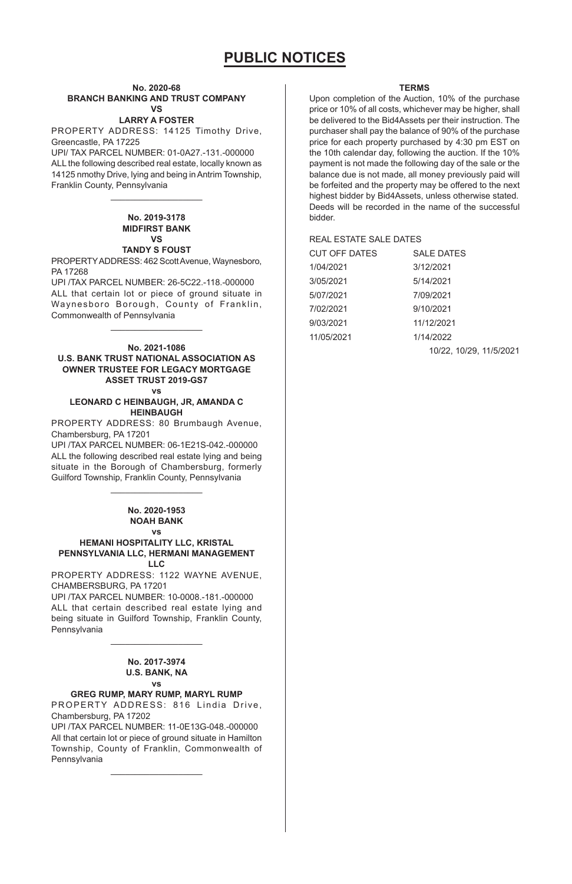# PUBLIC NOTICES

**No. 2020-68**
**BRANCH BANKING AND TRUST COMPANY**
**VS**
**LARRY A FOSTER**

PROPERTY ADDRESS: 14125 Timothy Drive, Greencastle, PA 17225

UPI/ TAX PARCEL NUMBER: 01-0A27.-131.-000000

ALL the following described real estate, locally known as 14125 nmothy Drive, lying and being in Antrim Township, Franklin County, Pennsylvania

---

**No. 2019-3178**
**MIDFIRST BANK**
**VS**
**TANDY S FOUST**

PROPERTY ADDRESS: 462 Scott Avenue, Waynesboro, PA 17268

UPI /TAX PARCEL NUMBER: 26-5C22.-118.-000000

ALL that certain lot or piece of ground situate in Waynesboro Borough, County of Franklin, Commonwealth of Pennsylvania

---

**No. 2021-1086**
**U.S. BANK TRUST NATIONAL ASSOCIATION AS OWNER TRUSTEE FOR LEGACY MORTGAGE ASSET TRUST 2019-GS7**
**vs**
**LEONARD C HEINBAUGH, JR, AMANDA C HEINBAUGH**

PROPERTY ADDRESS: 80 Brumbaugh Avenue, Chambersburg, PA 17201

UPI /TAX PARCEL NUMBER: 06-1E21S-042.-000000

ALL the following described real estate lying and being situate in the Borough of Chambersburg, formerly Guilford Township, Franklin County, Pennsylvania

---

**No. 2020-1953**
**NOAH BANK**
**vs**
**HEMANI HOSPITALITY LLC, KRISTAL PENNSYLVANIA LLC, HERMANI MANAGEMENT LLC**

PROPERTY ADDRESS: 1122 WAYNE AVENUE, CHAMBERSBURG, PA 17201

UPI /TAX PARCEL NUMBER: 10-0008.-181.-000000

ALL that certain described real estate lying and being situate in Guilford Township, Franklin County, Pennsylvania

---

**No. 2017-3974**
**U.S. BANK, NA**
**vs**
**GREG RUMP, MARY RUMP, MARYL RUMP**

PROPERTY ADDRESS: 816 Lindia Drive, Chambersburg, PA 17202

UPI /TAX PARCEL NUMBER: 11-0E13G-048.-000000

All that certain lot or piece of ground situate in Hamilton Township, County of Franklin, Commonwealth of Pennsylvania

---

**TERMS**

Upon completion of the Auction, 10% of the purchase price or 10% of all costs, whichever may be higher, shall be delivered to the Bid4Assets per their instruction. The purchaser shall pay the balance of 90% of the purchase price for each property purchased by 4:30 pm EST on the 10th calendar day, following the auction. If the 10% payment is not made the following day of the sale or the balance due is not made, all money previously paid will be forfeited and the property may be offered to the next highest bidder by Bid4Assets, unless otherwise stated. Deeds will be recorded in the name of the successful bidder.

REAL ESTATE SALE DATES

| CUT OFF DATES | SALE DATES |
|---|---|
| 1/04/2021 | 3/12/2021 |
| 3/05/2021 | 5/14/2021 |
| 5/07/2021 | 7/09/2021 |
| 7/02/2021 | 9/10/2021 |
| 9/03/2021 | 11/12/2021 |
| 11/05/2021 | 1/14/2022 |

10/22, 10/29, 11/5/2021